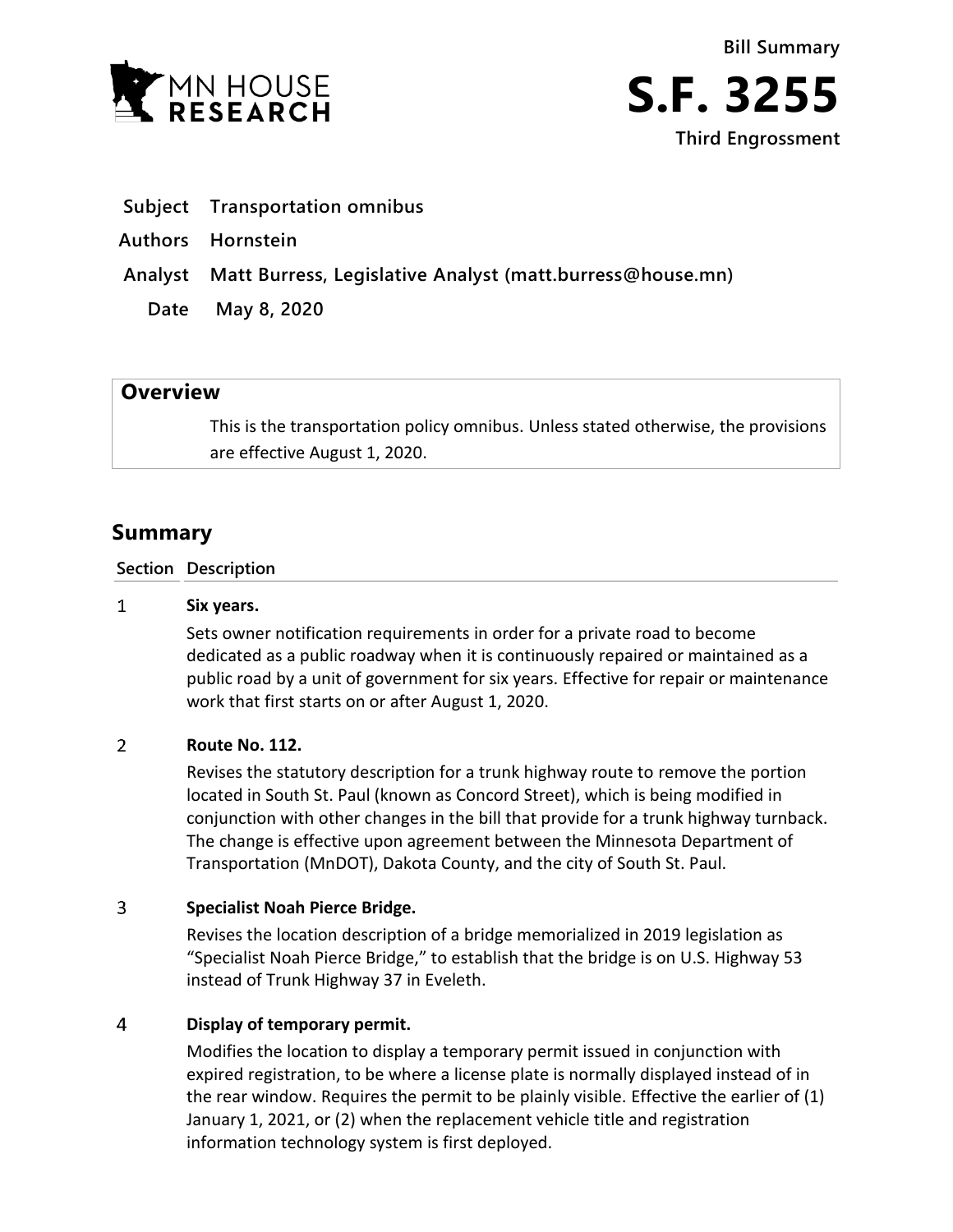MN HOUSE RESEARCH

Bill Summary

# S.F. 3255

Third Engrossment

**Subject** Transportation omnibus

**Authors** Hornstein

**Analyst** Matt Burress, Legislative Analyst (matt.burress@house.mn)

**Date** May 8, 2020

## Overview

This is the transportation policy omnibus. Unless stated otherwise, the provisions are effective August 1, 2020.

## Summary

| Section | Description |
|---|---|
| 1 | **Six years.**<br>Sets owner notification requirements in order for a private road to become dedicated as a public roadway when it is continuously repaired or maintained as a public road by a unit of government for six years. Effective for repair or maintenance work that first starts on or after August 1, 2020. |
| 2 | **Route No. 112.**<br>Revises the statutory description for a trunk highway route to remove the portion located in South St. Paul (known as Concord Street), which is being modified in conjunction with other changes in the bill that provide for a trunk highway turnback. The change is effective upon agreement between the Minnesota Department of Transportation (MnDOT), Dakota County, and the city of South St. Paul. |
| 3 | **Specialist Noah Pierce Bridge.**<br>Revises the location description of a bridge memorialized in 2019 legislation as "Specialist Noah Pierce Bridge," to establish that the bridge is on U.S. Highway 53 instead of Trunk Highway 37 in Eveleth. |
| 4 | **Display of temporary permit.**<br>Modifies the location to display a temporary permit issued in conjunction with expired registration, to be where a license plate is normally displayed instead of in the rear window. Requires the permit to be plainly visible. Effective the earlier of (1) January 1, 2021, or (2) when the replacement vehicle title and registration information technology system is first deployed. |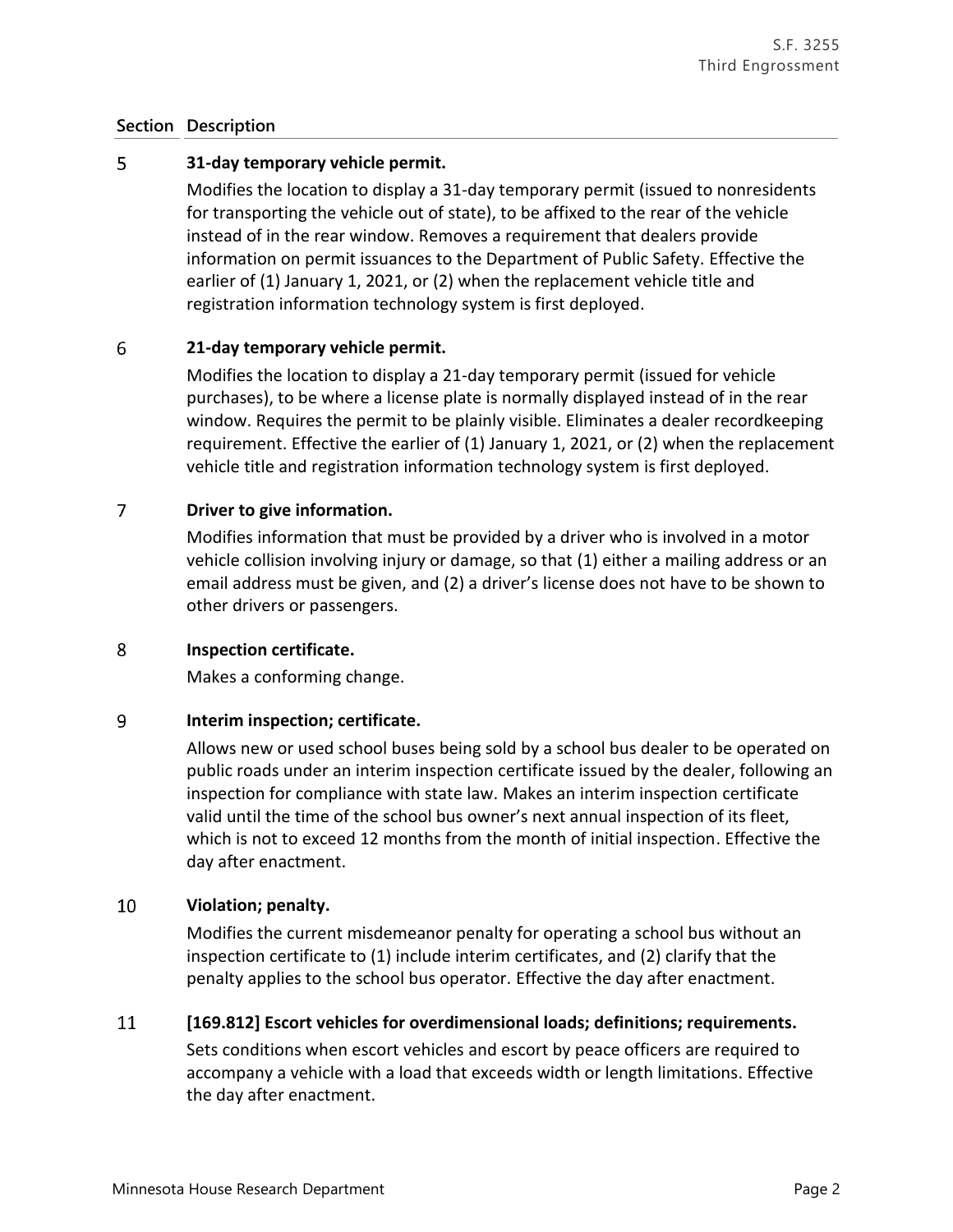| Section | Description |
|---|---|
| 5 | **31-day temporary vehicle permit.**<br>Modifies the location to display a 31-day temporary permit (issued to nonresidents for transporting the vehicle out of state), to be affixed to the rear of the vehicle instead of in the rear window. Removes a requirement that dealers provide information on permit issuances to the Department of Public Safety. Effective the earlier of (1) January 1, 2021, or (2) when the replacement vehicle title and registration information technology system is first deployed. |
| 6 | **21-day temporary vehicle permit.**<br>Modifies the location to display a 21-day temporary permit (issued for vehicle purchases), to be where a license plate is normally displayed instead of in the rear window. Requires the permit to be plainly visible. Eliminates a dealer recordkeeping requirement. Effective the earlier of (1) January 1, 2021, or (2) when the replacement vehicle title and registration information technology system is first deployed. |
| 7 | **Driver to give information.**<br>Modifies information that must be provided by a driver who is involved in a motor vehicle collision involving injury or damage, so that (1) either a mailing address or an email address must be given, and (2) a driver's license does not have to be shown to other drivers or passengers. |
| 8 | **Inspection certificate.**<br>Makes a conforming change. |
| 9 | **Interim inspection; certificate.**<br>Allows new or used school buses being sold by a school bus dealer to be operated on public roads under an interim inspection certificate issued by the dealer, following an inspection for compliance with state law. Makes an interim inspection certificate valid until the time of the school bus owner's next annual inspection of its fleet, which is not to exceed 12 months from the month of initial inspection. Effective the day after enactment. |
| 10 | **Violation; penalty.**<br>Modifies the current misdemeanor penalty for operating a school bus without an inspection certificate to (1) include interim certificates, and (2) clarify that the penalty applies to the school bus operator. Effective the day after enactment. |
| 11 | **[169.812] Escort vehicles for overdimensional loads; definitions; requirements.**<br>Sets conditions when escort vehicles and escort by peace officers are required to accompany a vehicle with a load that exceeds width or length limitations. Effective the day after enactment. |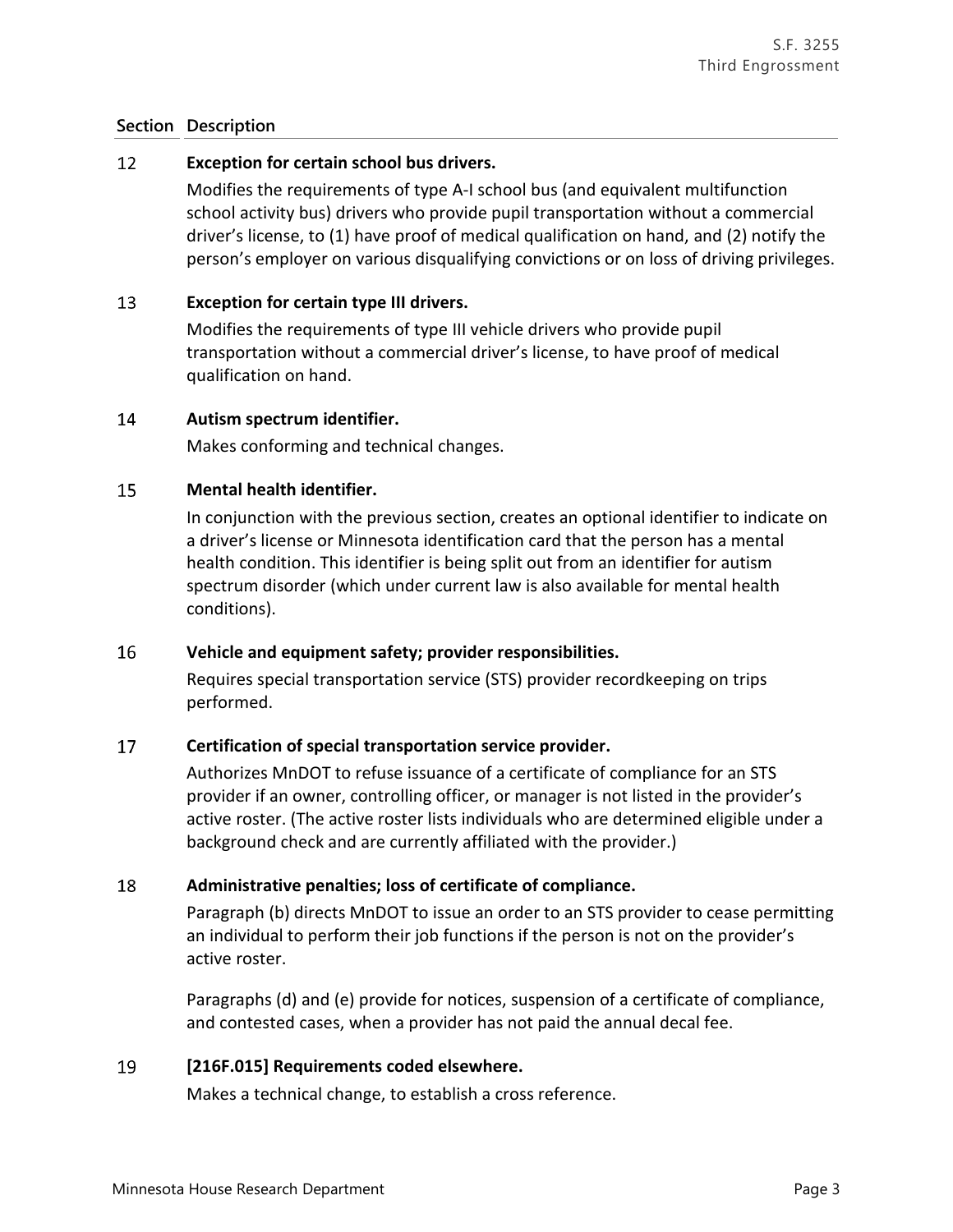| Section | Description |
|---|---|
| 12 | **Exception for certain school bus drivers.**<br>Modifies the requirements of type A-I school bus (and equivalent multifunction school activity bus) drivers who provide pupil transportation without a commercial driver's license, to (1) have proof of medical qualification on hand, and (2) notify the person's employer on various disqualifying convictions or on loss of driving privileges. |
| 13 | **Exception for certain type III drivers.**<br>Modifies the requirements of type III vehicle drivers who provide pupil transportation without a commercial driver's license, to have proof of medical qualification on hand. |
| 14 | **Autism spectrum identifier.**<br>Makes conforming and technical changes. |
| 15 | **Mental health identifier.**<br>In conjunction with the previous section, creates an optional identifier to indicate on a driver's license or Minnesota identification card that the person has a mental health condition. This identifier is being split out from an identifier for autism spectrum disorder (which under current law is also available for mental health conditions). |
| 16 | **Vehicle and equipment safety; provider responsibilities.**<br>Requires special transportation service (STS) provider recordkeeping on trips performed. |
| 17 | **Certification of special transportation service provider.**<br>Authorizes MnDOT to refuse issuance of a certificate of compliance for an STS provider if an owner, controlling officer, or manager is not listed in the provider's active roster. (The active roster lists individuals who are determined eligible under a background check and are currently affiliated with the provider.) |
| 18 | **Administrative penalties; loss of certificate of compliance.**<br>Paragraph (b) directs MnDOT to issue an order to an STS provider to cease permitting an individual to perform their job functions if the person is not on the provider's active roster.<br><br>Paragraphs (d) and (e) provide for notices, suspension of a certificate of compliance, and contested cases, when a provider has not paid the annual decal fee. |
| 19 | **[216F.015] Requirements coded elsewhere.**<br>Makes a technical change, to establish a cross reference. |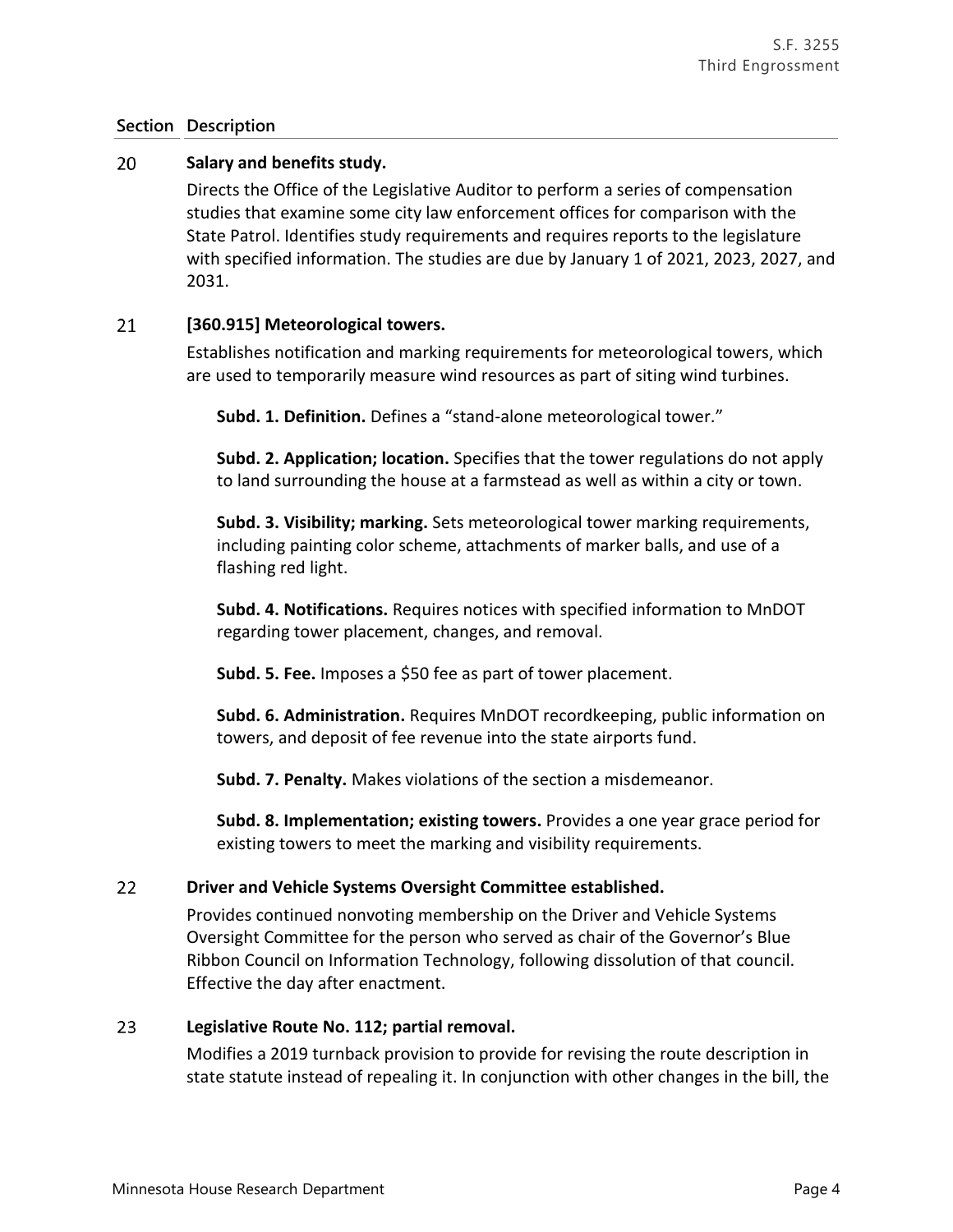| Section | Description |
|---|---|
| 20 | **Salary and benefits study.** Directs the Office of the Legislative Auditor to perform a series of compensation studies that examine some city law enforcement offices for comparison with the State Patrol. Identifies study requirements and requires reports to the legislature with specified information. The studies are due by January 1 of 2021, 2023, 2027, and 2031. |
| 21 | **[360.915] Meteorological towers.** Establishes notification and marking requirements for meteorological towers, which are used to temporarily measure wind resources as part of siting wind turbines. |

**Subd. 1. Definition.** Defines a "stand-alone meteorological tower."

**Subd. 2. Application; location.** Specifies that the tower regulations do not apply to land surrounding the house at a farmstead as well as within a city or town.

**Subd. 3. Visibility; marking.** Sets meteorological tower marking requirements, including painting color scheme, attachments of marker balls, and use of a flashing red light.

**Subd. 4. Notifications.** Requires notices with specified information to MnDOT regarding tower placement, changes, and removal.

**Subd. 5. Fee.** Imposes a $50 fee as part of tower placement.

**Subd. 6. Administration.** Requires MnDOT recordkeeping, public information on towers, and deposit of fee revenue into the state airports fund.

**Subd. 7. Penalty.** Makes violations of the section a misdemeanor.

**Subd. 8. Implementation; existing towers.** Provides a one year grace period for existing towers to meet the marking and visibility requirements.

| Section | Description |
|---|---|
| 22 | **Driver and Vehicle Systems Oversight Committee established.** Provides continued nonvoting membership on the Driver and Vehicle Systems Oversight Committee for the person who served as chair of the Governor's Blue Ribbon Council on Information Technology, following dissolution of that council. Effective the day after enactment. |
| 23 | **Legislative Route No. 112; partial removal.** Modifies a 2019 turnback provision to provide for revising the route description in state statute instead of repealing it. In conjunction with other changes in the bill, the |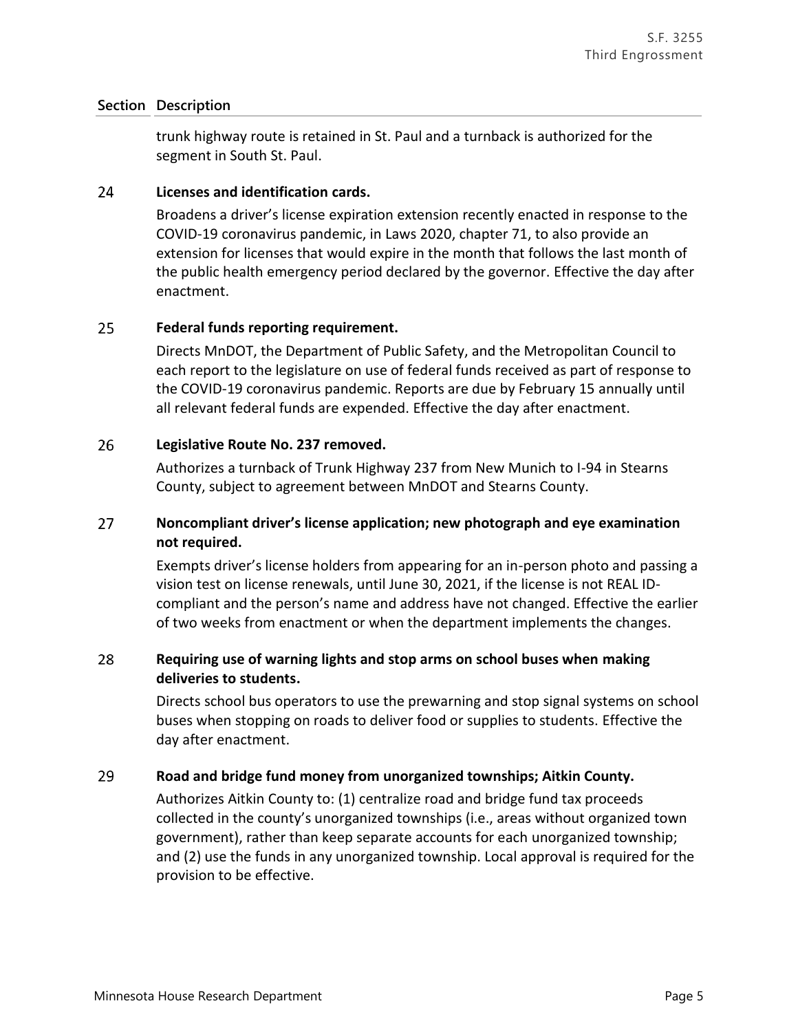| Section | Description |
|---|---|
| | trunk highway route is retained in St. Paul and a turnback is authorized for the segment in South St. Paul. |
| 24 | **Licenses and identification cards.** Broadens a driver's license expiration extension recently enacted in response to the COVID-19 coronavirus pandemic, in Laws 2020, chapter 71, to also provide an extension for licenses that would expire in the month that follows the last month of the public health emergency period declared by the governor. Effective the day after enactment. |
| 25 | **Federal funds reporting requirement.** Directs MnDOT, the Department of Public Safety, and the Metropolitan Council to each report to the legislature on use of federal funds received as part of response to the COVID-19 coronavirus pandemic. Reports are due by February 15 annually until all relevant federal funds are expended. Effective the day after enactment. |
| 26 | **Legislative Route No. 237 removed.** Authorizes a turnback of Trunk Highway 237 from New Munich to I-94 in Stearns County, subject to agreement between MnDOT and Stearns County. |
| 27 | **Noncompliant driver's license application; new photograph and eye examination not required.** Exempts driver's license holders from appearing for an in-person photo and passing a vision test on license renewals, until June 30, 2021, if the license is not REAL ID-compliant and the person's name and address have not changed. Effective the earlier of two weeks from enactment or when the department implements the changes. |
| 28 | **Requiring use of warning lights and stop arms on school buses when making deliveries to students.** Directs school bus operators to use the prewarning and stop signal systems on school buses when stopping on roads to deliver food or supplies to students. Effective the day after enactment. |
| 29 | **Road and bridge fund money from unorganized townships; Aitkin County.** Authorizes Aitkin County to: (1) centralize road and bridge fund tax proceeds collected in the county's unorganized townships (i.e., areas without organized town government), rather than keep separate accounts for each unorganized township; and (2) use the funds in any unorganized township. Local approval is required for the provision to be effective. |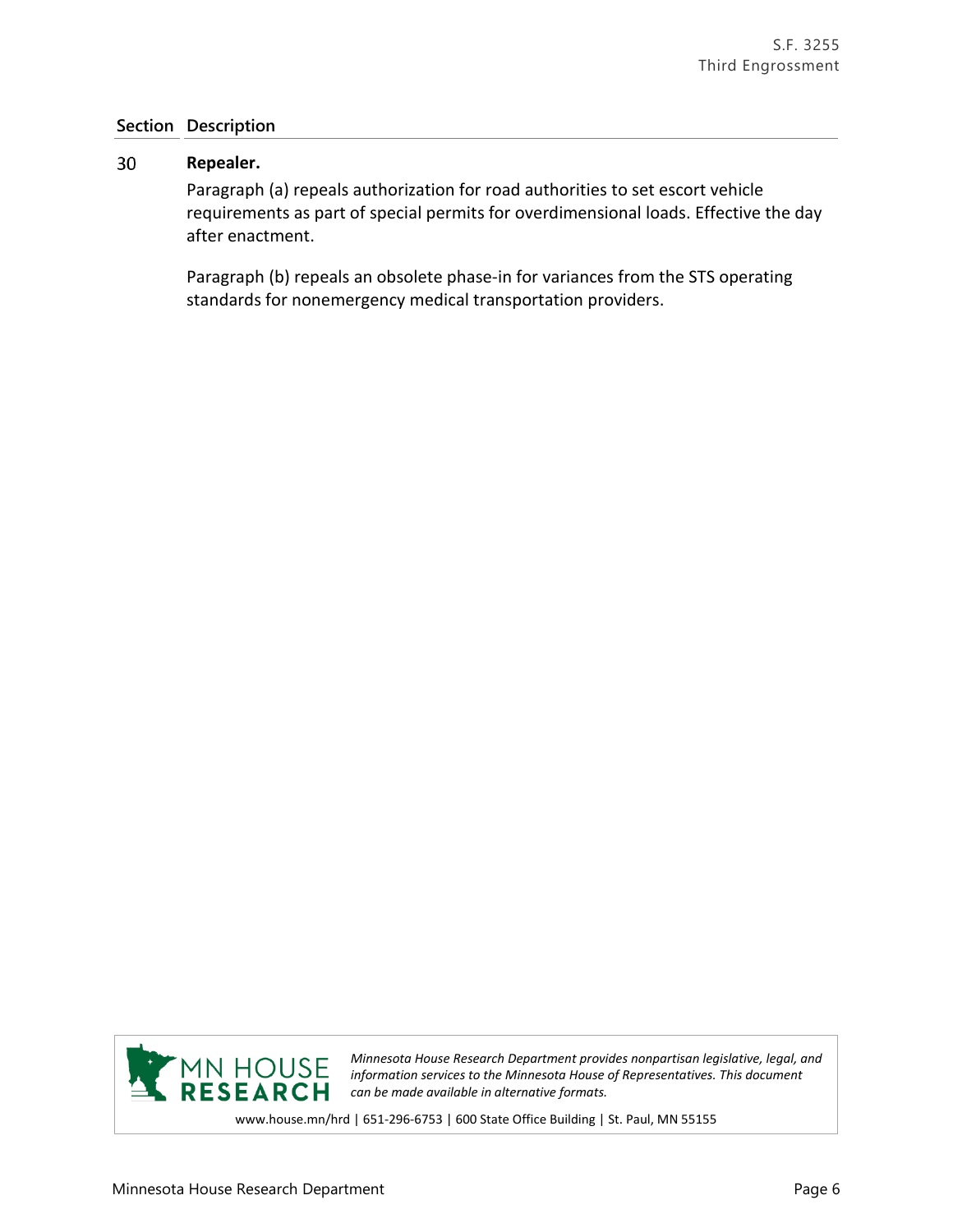| Section | Description |
|---|---|
| 30 | **Repealer.**<br><br>Paragraph (a) repeals authorization for road authorities to set escort vehicle requirements as part of special permits for overdimensional loads. Effective the day after enactment.<br><br>Paragraph (b) repeals an obsolete phase-in for variances from the STS operating standards for nonemergency medical transportation providers. |

MN HOUSE RESEARCH

*Minnesota House Research Department provides nonpartisan legislative, legal, and information services to the Minnesota House of Representatives. This document can be made available in alternative formats.*

www.house.mn/hrd | 651-296-6753 | 600 State Office Building | St. Paul, MN 55155